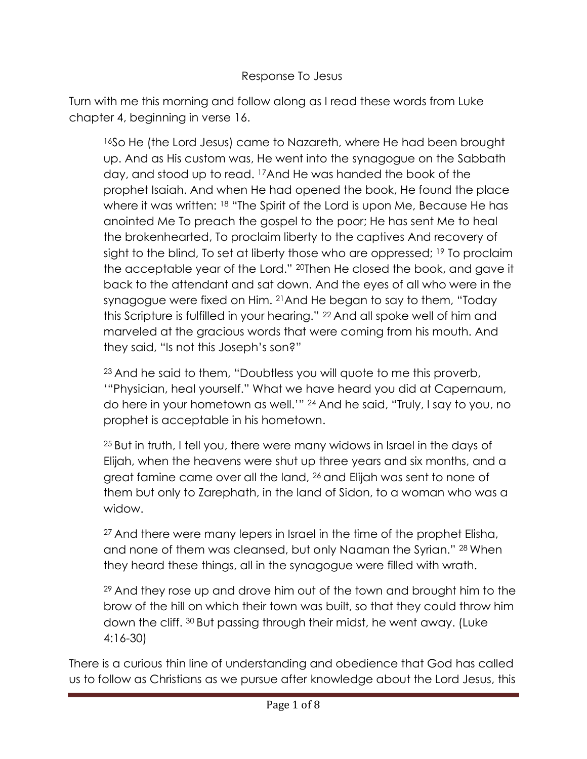# Response To Jesus

Turn with me this morning and follow along as I read these words from Luke chapter 4, beginning in verse 16.

> [16]So He (the Lord Jesus) came to Nazareth, where He had been brought up. And as His custom was, He went into the synagogue on the Sabbath day, and stood up to read. [17]And He was handed the book of the prophet Isaiah. And when He had opened the book, He found the place where it was written: [18] "The Spirit of the Lord is upon Me, Because He has anointed Me To preach the gospel to the poor; He has sent Me to heal the brokenhearted, To proclaim liberty to the captives And recovery of sight to the blind, To set at liberty those who are oppressed; [19] To proclaim the acceptable year of the Lord." [20]Then He closed the book, and gave it back to the attendant and sat down. And the eyes of all who were in the synagogue were fixed on Him. [21]And He began to say to them, "Today this Scripture is fulfilled in your hearing." [22] And all spoke well of him and marveled at the gracious words that were coming from his mouth. And they said, "Is not this Joseph's son?"
>
> [23] And he said to them, "Doubtless you will quote to me this proverb, '"Physician, heal yourself." What we have heard you did at Capernaum, do here in your hometown as well.'" [24] And he said, "Truly, I say to you, no prophet is acceptable in his hometown.
>
> [25] But in truth, I tell you, there were many widows in Israel in the days of Elijah, when the heavens were shut up three years and six months, and a great famine came over all the land, [26] and Elijah was sent to none of them but only to Zarephath, in the land of Sidon, to a woman who was a widow.
>
> [27] And there were many lepers in Israel in the time of the prophet Elisha, and none of them was cleansed, but only Naaman the Syrian." [28] When they heard these things, all in the synagogue were filled with wrath.
>
> [29] And they rose up and drove him out of the town and brought him to the brow of the hill on which their town was built, so that they could throw him down the cliff. [30] But passing through their midst, he went away. (Luke 4:16-30)

There is a curious thin line of understanding and obedience that God has called us to follow as Christians as we pursue after knowledge about the Lord Jesus, this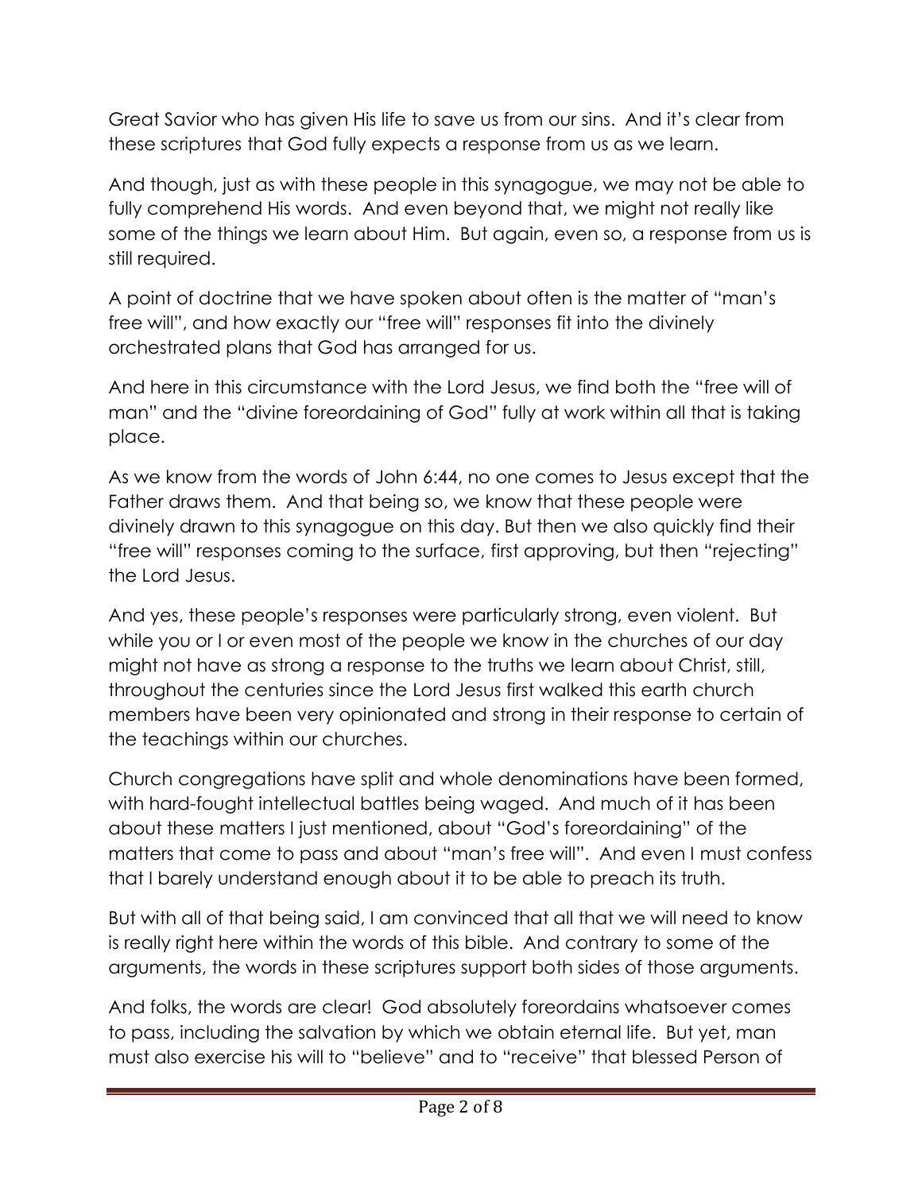Great Savior who has given His life to save us from our sins. And it's clear from these scriptures that God fully expects a response from us as we learn.

And though, just as with these people in this synagogue, we may not be able to fully comprehend His words. And even beyond that, we might not really like some of the things we learn about Him. But again, even so, a response from us is still required.

A point of doctrine that we have spoken about often is the matter of "man's free will", and how exactly our "free will" responses fit into the divinely orchestrated plans that God has arranged for us.

And here in this circumstance with the Lord Jesus, we find both the "free will of man" and the "divine foreordaining of God" fully at work within all that is taking place.

As we know from the words of John 6:44, no one comes to Jesus except that the Father draws them. And that being so, we know that these people were divinely drawn to this synagogue on this day. But then we also quickly find their "free will" responses coming to the surface, first approving, but then "rejecting" the Lord Jesus.

And yes, these people's responses were particularly strong, even violent. But while you or I or even most of the people we know in the churches of our day might not have as strong a response to the truths we learn about Christ, still, throughout the centuries since the Lord Jesus first walked this earth church members have been very opinionated and strong in their response to certain of the teachings within our churches.

Church congregations have split and whole denominations have been formed, with hard-fought intellectual battles being waged. And much of it has been about these matters I just mentioned, about "God's foreordaining" of the matters that come to pass and about "man's free will". And even I must confess that I barely understand enough about it to be able to preach its truth.

But with all of that being said, I am convinced that all that we will need to know is really right here within the words of this bible. And contrary to some of the arguments, the words in these scriptures support both sides of those arguments.

And folks, the words are clear! God absolutely foreordains whatsoever comes to pass, including the salvation by which we obtain eternal life. But yet, man must also exercise his will to "believe" and to "receive" that blessed Person of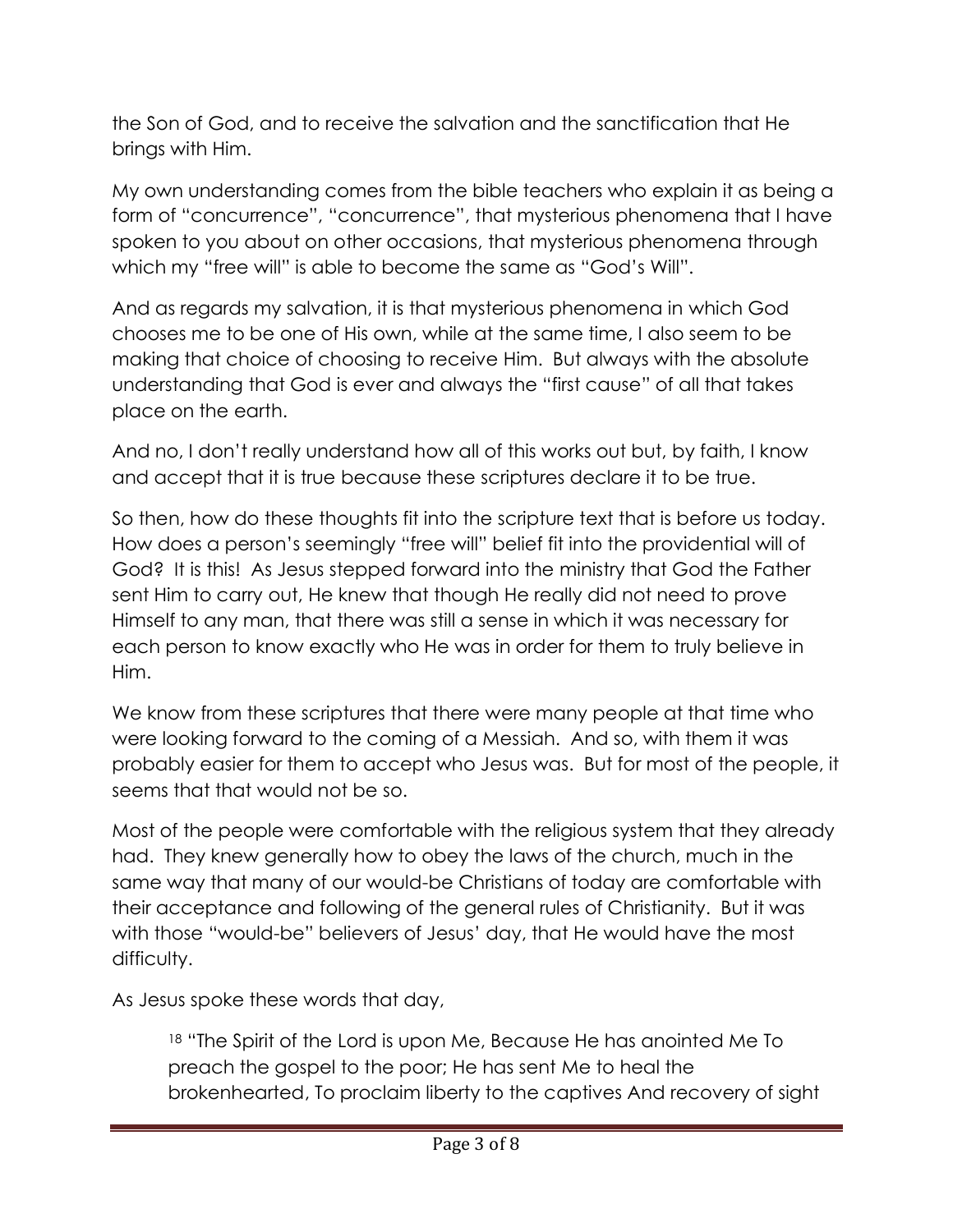the Son of God, and to receive the salvation and the sanctification that He brings with Him.

My own understanding comes from the bible teachers who explain it as being a form of "concurrence", "concurrence", that mysterious phenomena that I have spoken to you about on other occasions, that mysterious phenomena through which my "free will" is able to become the same as "God's Will".

And as regards my salvation, it is that mysterious phenomena in which God chooses me to be one of His own, while at the same time, I also seem to be making that choice of choosing to receive Him. But always with the absolute understanding that God is ever and always the "first cause" of all that takes place on the earth.

And no, I don't really understand how all of this works out but, by faith, I know and accept that it is true because these scriptures declare it to be true.

So then, how do these thoughts fit into the scripture text that is before us today. How does a person's seemingly "free will" belief fit into the providential will of God? It is this! As Jesus stepped forward into the ministry that God the Father sent Him to carry out, He knew that though He really did not need to prove Himself to any man, that there was still a sense in which it was necessary for each person to know exactly who He was in order for them to truly believe in Him.

We know from these scriptures that there were many people at that time who were looking forward to the coming of a Messiah. And so, with them it was probably easier for them to accept who Jesus was. But for most of the people, it seems that that would not be so.

Most of the people were comfortable with the religious system that they already had. They knew generally how to obey the laws of the church, much in the same way that many of our would-be Christians of today are comfortable with their acceptance and following of the general rules of Christianity. But it was with those "would-be" believers of Jesus' day, that He would have the most difficulty.

As Jesus spoke these words that day,

> 18 "The Spirit of the Lord is upon Me, Because He has anointed Me To preach the gospel to the poor; He has sent Me to heal the brokenhearted, To proclaim liberty to the captives And recovery of sight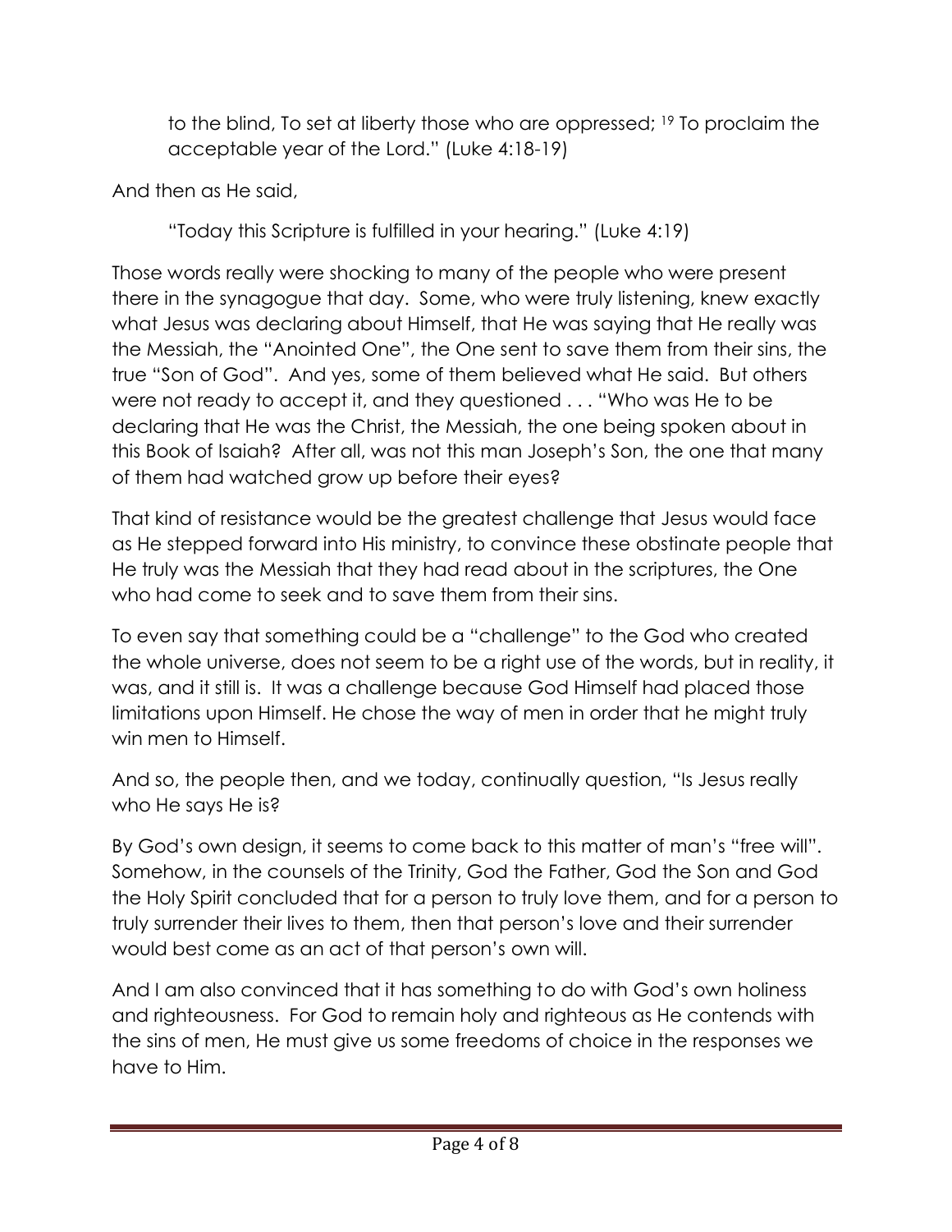> to the blind, To set at liberty those who are oppressed; [19] To proclaim the acceptable year of the Lord." (Luke 4:18-19)

And then as He said,

> "Today this Scripture is fulfilled in your hearing." (Luke 4:19)

Those words really were shocking to many of the people who were present there in the synagogue that day. Some, who were truly listening, knew exactly what Jesus was declaring about Himself, that He was saying that He really was the Messiah, the "Anointed One", the One sent to save them from their sins, the true "Son of God". And yes, some of them believed what He said. But others were not ready to accept it, and they questioned . . . "Who was He to be declaring that He was the Christ, the Messiah, the one being spoken about in this Book of Isaiah? After all, was not this man Joseph's Son, the one that many of them had watched grow up before their eyes?

That kind of resistance would be the greatest challenge that Jesus would face as He stepped forward into His ministry, to convince these obstinate people that He truly was the Messiah that they had read about in the scriptures, the One who had come to seek and to save them from their sins.

To even say that something could be a "challenge" to the God who created the whole universe, does not seem to be a right use of the words, but in reality, it was, and it still is. It was a challenge because God Himself had placed those limitations upon Himself. He chose the way of men in order that he might truly win men to Himself.

And so, the people then, and we today, continually question, "Is Jesus really who He says He is?

By God's own design, it seems to come back to this matter of man's "free will". Somehow, in the counsels of the Trinity, God the Father, God the Son and God the Holy Spirit concluded that for a person to truly love them, and for a person to truly surrender their lives to them, then that person's love and their surrender would best come as an act of that person's own will.

And I am also convinced that it has something to do with God's own holiness and righteousness. For God to remain holy and righteous as He contends with the sins of men, He must give us some freedoms of choice in the responses we have to Him.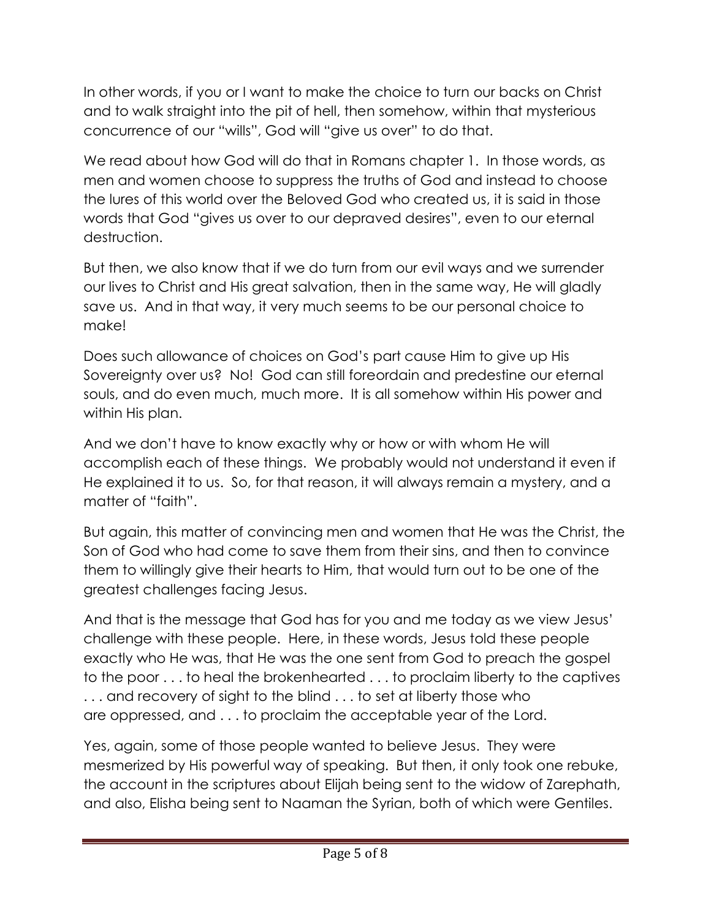In other words, if you or I want to make the choice to turn our backs on Christ and to walk straight into the pit of hell, then somehow, within that mysterious concurrence of our "wills", God will "give us over" to do that.

We read about how God will do that in Romans chapter 1. In those words, as men and women choose to suppress the truths of God and instead to choose the lures of this world over the Beloved God who created us, it is said in those words that God "gives us over to our depraved desires", even to our eternal destruction.

But then, we also know that if we do turn from our evil ways and we surrender our lives to Christ and His great salvation, then in the same way, He will gladly save us. And in that way, it very much seems to be our personal choice to make!

Does such allowance of choices on God's part cause Him to give up His Sovereignty over us? No! God can still foreordain and predestine our eternal souls, and do even much, much more. It is all somehow within His power and within His plan.

And we don't have to know exactly why or how or with whom He will accomplish each of these things. We probably would not understand it even if He explained it to us. So, for that reason, it will always remain a mystery, and a matter of "faith".

But again, this matter of convincing men and women that He was the Christ, the Son of God who had come to save them from their sins, and then to convince them to willingly give their hearts to Him, that would turn out to be one of the greatest challenges facing Jesus.

And that is the message that God has for you and me today as we view Jesus' challenge with these people. Here, in these words, Jesus told these people exactly who He was, that He was the one sent from God to preach the gospel to the poor . . . to heal the brokenhearted . . . to proclaim liberty to the captives . . . and recovery of sight to the blind . . . to set at liberty those who are oppressed, and . . . to proclaim the acceptable year of the Lord.

Yes, again, some of those people wanted to believe Jesus. They were mesmerized by His powerful way of speaking. But then, it only took one rebuke, the account in the scriptures about Elijah being sent to the widow of Zarephath, and also, Elisha being sent to Naaman the Syrian, both of which were Gentiles.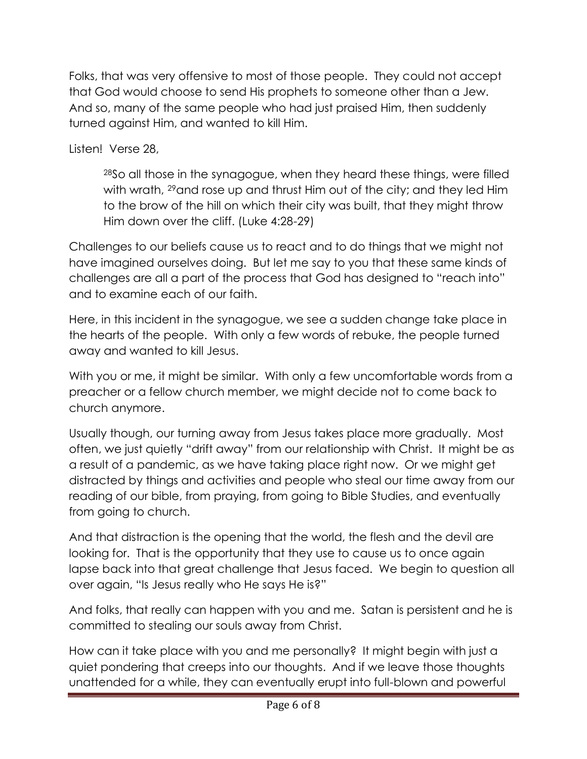Folks, that was very offensive to most of those people. They could not accept that God would choose to send His prophets to someone other than a Jew. And so, many of the same people who had just praised Him, then suddenly turned against Him, and wanted to kill Him.

Listen! Verse 28,

> [28]So all those in the synagogue, when they heard these things, were filled with wrath, [29]and rose up and thrust Him out of the city; and they led Him to the brow of the hill on which their city was built, that they might throw Him down over the cliff. (Luke 4:28-29)

Challenges to our beliefs cause us to react and to do things that we might not have imagined ourselves doing. But let me say to you that these same kinds of challenges are all a part of the process that God has designed to "reach into" and to examine each of our faith.

Here, in this incident in the synagogue, we see a sudden change take place in the hearts of the people. With only a few words of rebuke, the people turned away and wanted to kill Jesus.

With you or me, it might be similar. With only a few uncomfortable words from a preacher or a fellow church member, we might decide not to come back to church anymore.

Usually though, our turning away from Jesus takes place more gradually. Most often, we just quietly "drift away" from our relationship with Christ. It might be as a result of a pandemic, as we have taking place right now. Or we might get distracted by things and activities and people who steal our time away from our reading of our bible, from praying, from going to Bible Studies, and eventually from going to church.

And that distraction is the opening that the world, the flesh and the devil are looking for. That is the opportunity that they use to cause us to once again lapse back into that great challenge that Jesus faced. We begin to question all over again, "Is Jesus really who He says He is?"

And folks, that really can happen with you and me. Satan is persistent and he is committed to stealing our souls away from Christ.

How can it take place with you and me personally? It might begin with just a quiet pondering that creeps into our thoughts. And if we leave those thoughts unattended for a while, they can eventually erupt into full-blown and powerful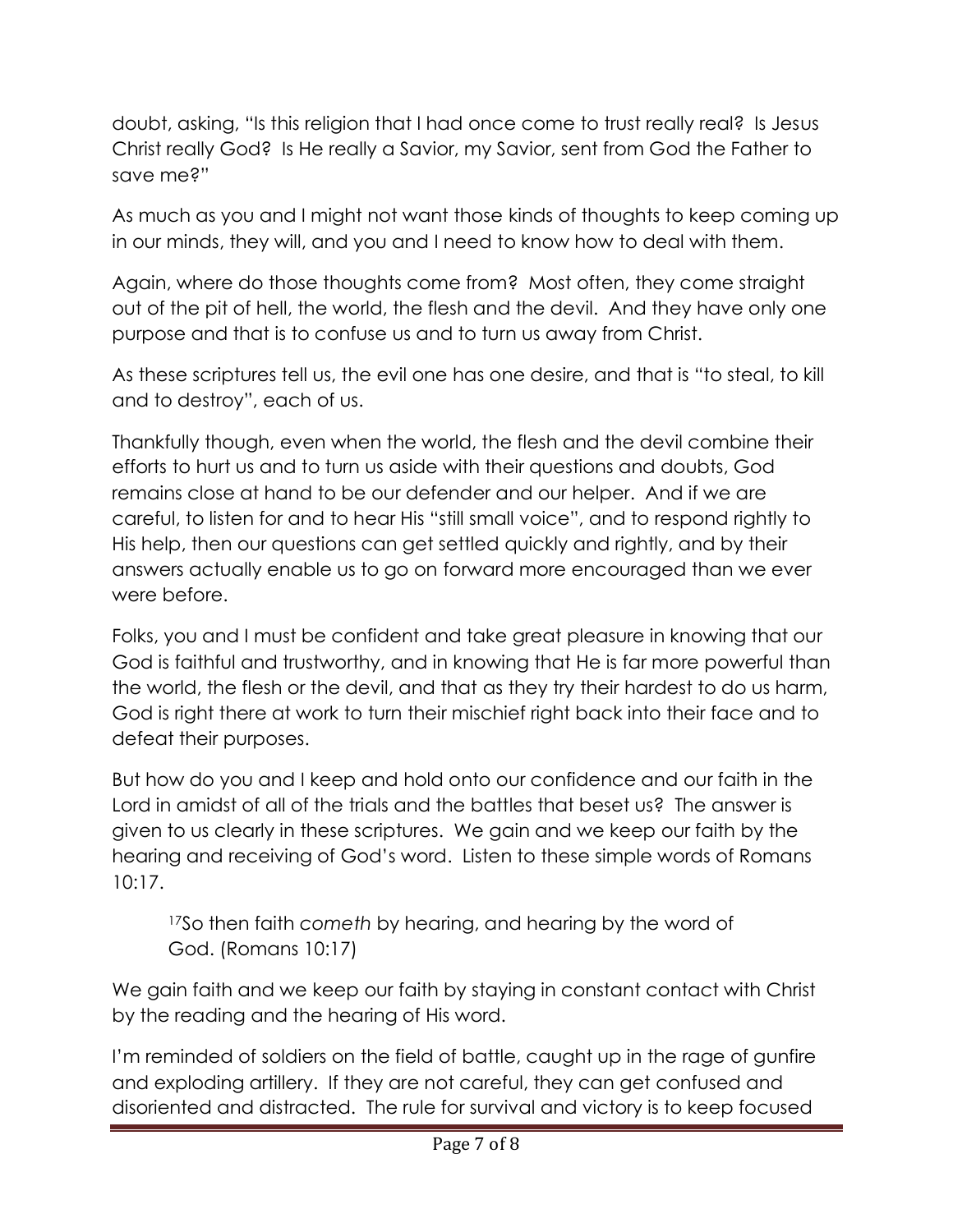doubt, asking, "Is this religion that I had once come to trust really real? Is Jesus Christ really God? Is He really a Savior, my Savior, sent from God the Father to save me?"

As much as you and I might not want those kinds of thoughts to keep coming up in our minds, they will, and you and I need to know how to deal with them.

Again, where do those thoughts come from? Most often, they come straight out of the pit of hell, the world, the flesh and the devil. And they have only one purpose and that is to confuse us and to turn us away from Christ.

As these scriptures tell us, the evil one has one desire, and that is "to steal, to kill and to destroy", each of us.

Thankfully though, even when the world, the flesh and the devil combine their efforts to hurt us and to turn us aside with their questions and doubts, God remains close at hand to be our defender and our helper. And if we are careful, to listen for and to hear His "still small voice", and to respond rightly to His help, then our questions can get settled quickly and rightly, and by their answers actually enable us to go on forward more encouraged than we ever were before.

Folks, you and I must be confident and take great pleasure in knowing that our God is faithful and trustworthy, and in knowing that He is far more powerful than the world, the flesh or the devil, and that as they try their hardest to do us harm, God is right there at work to turn their mischief right back into their face and to defeat their purposes.

But how do you and I keep and hold onto our confidence and our faith in the Lord in amidst of all of the trials and the battles that beset us? The answer is given to us clearly in these scriptures. We gain and we keep our faith by the hearing and receiving of God's word. Listen to these simple words of Romans 10:17.

> [17]So then faith *cometh* by hearing, and hearing by the word of God. (Romans 10:17)

We gain faith and we keep our faith by staying in constant contact with Christ by the reading and the hearing of His word.

I'm reminded of soldiers on the field of battle, caught up in the rage of gunfire and exploding artillery. If they are not careful, they can get confused and disoriented and distracted. The rule for survival and victory is to keep focused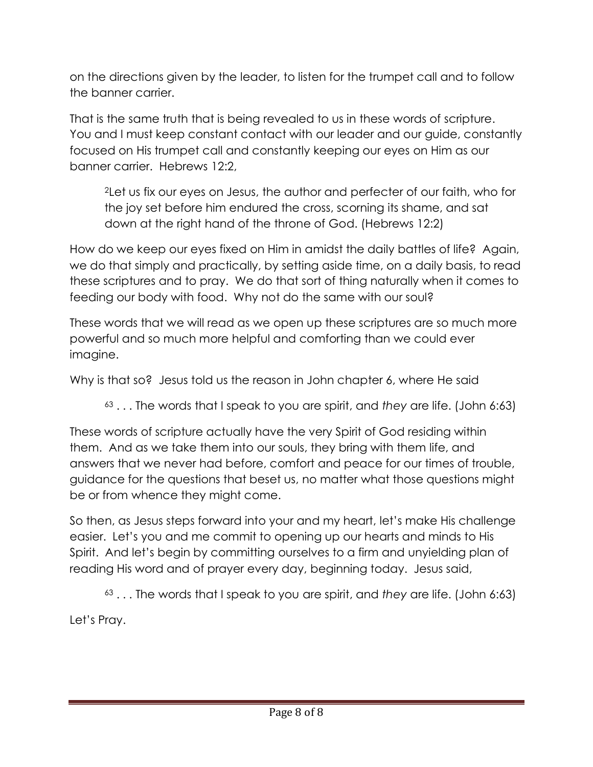on the directions given by the leader, to listen for the trumpet call and to follow the banner carrier.

That is the same truth that is being revealed to us in these words of scripture. You and I must keep constant contact with our leader and our guide, constantly focused on His trumpet call and constantly keeping our eyes on Him as our banner carrier. Hebrews 12:2,

> [2]Let us fix our eyes on Jesus, the author and perfecter of our faith, who for the joy set before him endured the cross, scorning its shame, and sat down at the right hand of the throne of God. (Hebrews 12:2)

How do we keep our eyes fixed on Him in amidst the daily battles of life? Again, we do that simply and practically, by setting aside time, on a daily basis, to read these scriptures and to pray. We do that sort of thing naturally when it comes to feeding our body with food. Why not do the same with our soul?

These words that we will read as we open up these scriptures are so much more powerful and so much more helpful and comforting than we could ever imagine.

Why is that so? Jesus told us the reason in John chapter 6, where He said

> [63] . . . The words that I speak to you are spirit, and *they* are life. (John 6:63)

These words of scripture actually have the very Spirit of God residing within them. And as we take them into our souls, they bring with them life, and answers that we never had before, comfort and peace for our times of trouble, guidance for the questions that beset us, no matter what those questions might be or from whence they might come.

So then, as Jesus steps forward into your and my heart, let's make His challenge easier. Let's you and me commit to opening up our hearts and minds to His Spirit. And let's begin by committing ourselves to a firm and unyielding plan of reading His word and of prayer every day, beginning today. Jesus said,

> [63] . . . The words that I speak to you are spirit, and *they* are life. (John 6:63)

Let's Pray.